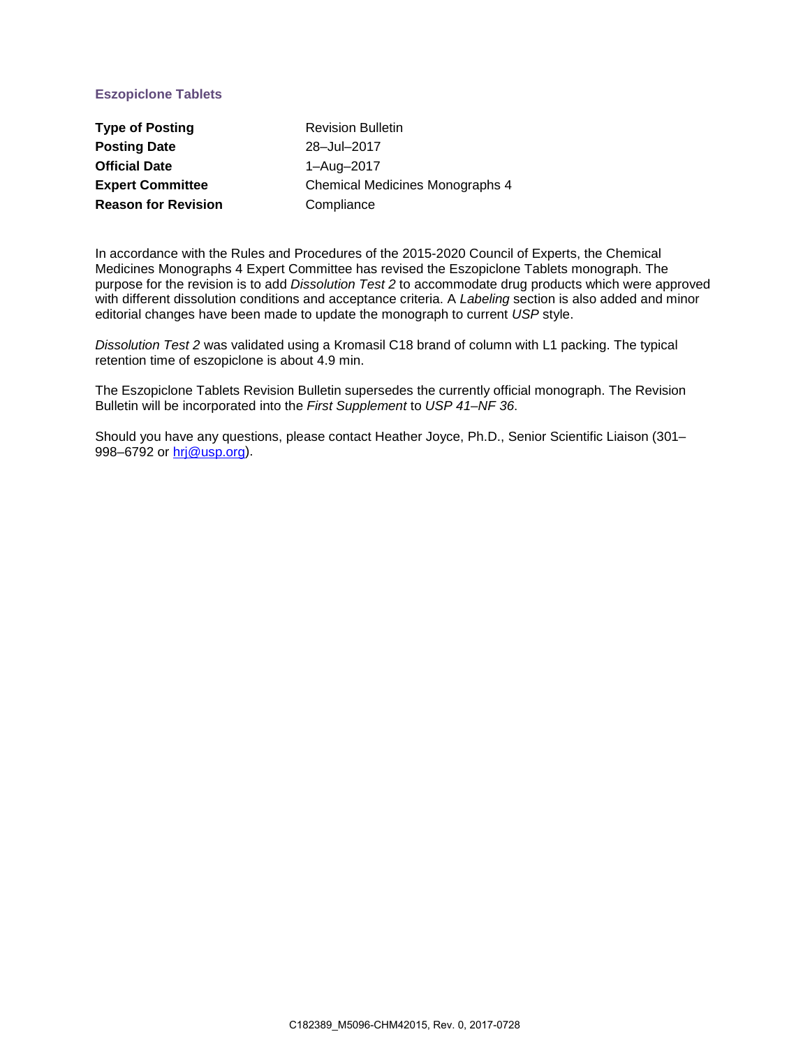## Eszopiclone Tablets

| | |
|---|---|
| **Type of Posting** | Revision Bulletin |
| **Posting Date** | 28–Jul–2017 |
| **Official Date** | 1–Aug–2017 |
| **Expert Committee** | Chemical Medicines Monographs 4 |
| **Reason for Revision** | Compliance |

In accordance with the Rules and Procedures of the 2015-2020 Council of Experts, the Chemical Medicines Monographs 4 Expert Committee has revised the Eszopiclone Tablets monograph. The purpose for the revision is to add *Dissolution Test 2* to accommodate drug products which were approved with different dissolution conditions and acceptance criteria. A *Labeling* section is also added and minor editorial changes have been made to update the monograph to current *USP* style.

*Dissolution Test 2* was validated using a Kromasil C18 brand of column with L1 packing. The typical retention time of eszopiclone is about 4.9 min.

The Eszopiclone Tablets Revision Bulletin supersedes the currently official monograph. The Revision Bulletin will be incorporated into the *First Supplement* to *USP 41–NF 36*.

Should you have any questions, please contact Heather Joyce, Ph.D., Senior Scientific Liaison (301–998–6792 or hrj@usp.org).

C182389_M5096-CHM42015, Rev. 0, 2017-0728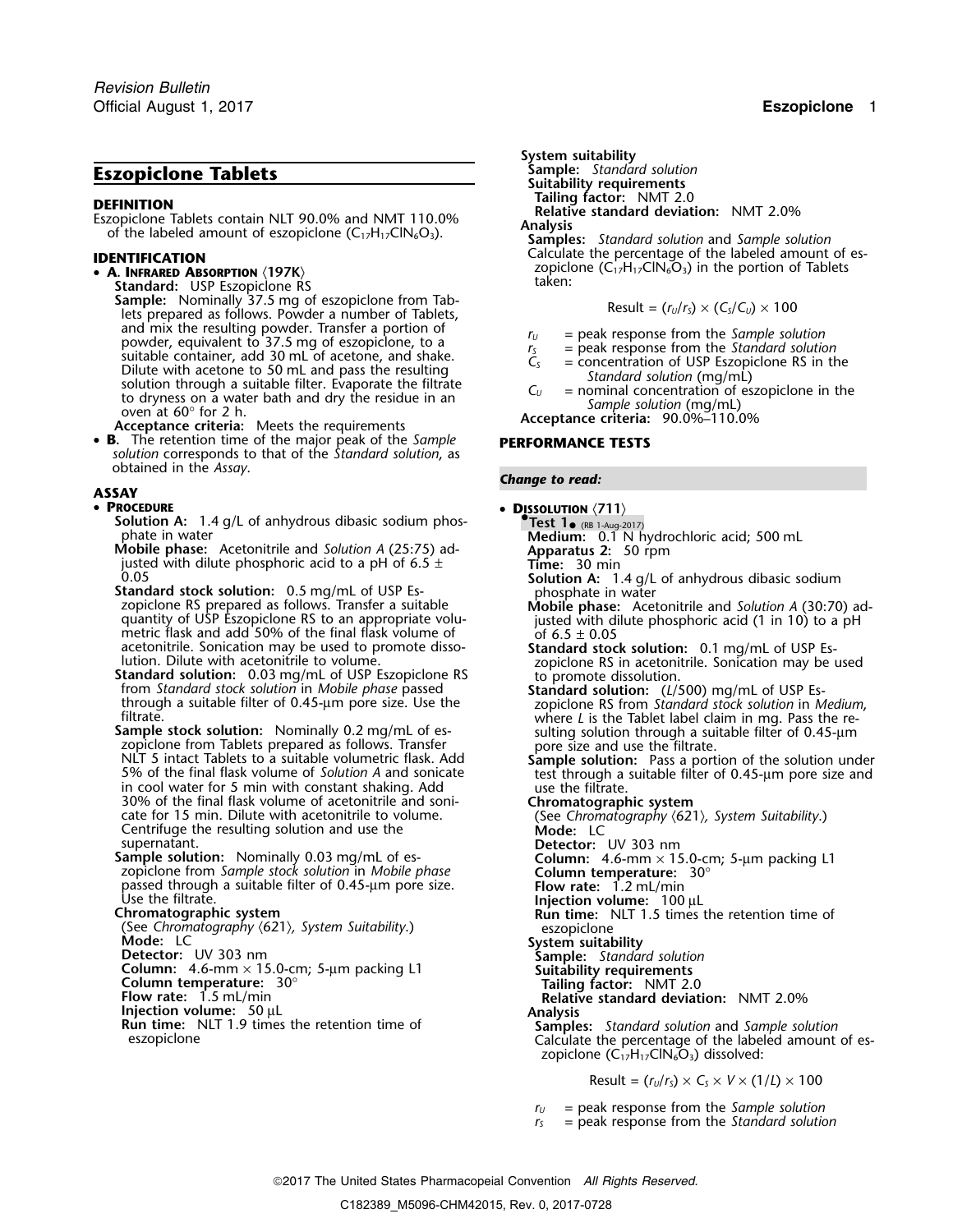# Eszopiclone Tablets

**DEFINITION**

Eszopiclone Tablets contain NLT 90.0% and NMT 110.0% of the labeled amount of eszopiclone ($C_{17}H_{17}ClN_6O_3$).

**IDENTIFICATION**

- **A. Infrared Absorption** ⟨197K⟩

  **Standard:** USP Eszopiclone RS

  **Sample:** Nominally 37.5 mg of eszopiclone from Tablets prepared as follows. Powder a number of Tablets, and mix the resulting powder. Transfer a portion of powder, equivalent to 37.5 mg of eszopiclone, to a suitable container, add 30 mL of acetone, and shake. Dilute with acetone to 50 mL and pass the resulting solution through a suitable filter. Evaporate the filtrate to dryness on a water bath and dry the residue in an oven at 60° for 2 h.

  **Acceptance criteria:** Meets the requirements

- **B.** The retention time of the major peak of the *Sample solution* corresponds to that of the *Standard solution*, as obtained in the *Assay*.

**ASSAY**

- **Procedure**

  **Solution A:** 1.4 g/L of anhydrous dibasic sodium phosphate in water

  **Mobile phase:** Acetonitrile and *Solution A* (25:75) adjusted with dilute phosphoric acid to a pH of 6.5 ± 0.05

  **Standard stock solution:** 0.5 mg/mL of USP Eszopiclone RS prepared as follows. Transfer a suitable quantity of USP Eszopiclone RS to an appropriate volumetric flask and add 50% of the final flask volume of acetonitrile. Sonication may be used to promote dissolution. Dilute with acetonitrile to volume.

  **Standard solution:** 0.03 mg/mL of USP Eszopiclone RS from *Standard stock solution* in *Mobile phase* passed through a suitable filter of 0.45-µm pore size. Use the filtrate.

  **Sample stock solution:** Nominally 0.2 mg/mL of eszopiclone from Tablets prepared as follows. Transfer NLT 5 intact Tablets to a suitable volumetric flask. Add 5% of the final flask volume of *Solution A* and sonicate in cool water for 5 min with constant shaking. Add 30% of the final flask volume of acetonitrile and sonicate for 15 min. Dilute with acetonitrile to volume. Centrifuge the resulting solution and use the supernatant.

  **Sample solution:** Nominally 0.03 mg/mL of eszopiclone from *Sample stock solution* in *Mobile phase* passed through a suitable filter of 0.45-µm pore size. Use the filtrate.

  **Chromatographic system**

  (See *Chromatography* ⟨621⟩*, System Suitability*.)

  **Mode:** LC

  **Detector:** UV 303 nm

  **Column:** 4.6-mm × 15.0-cm; 5-µm packing L1

  **Column temperature:** 30°

  **Flow rate:** 1.5 mL/min

  **Injection volume:** 50 µL

  **Run time:** NLT 1.9 times the retention time of eszopiclone

  **System suitability**

  **Sample:** *Standard solution*

  **Suitability requirements**

  **Tailing factor:** NMT 2.0

  **Relative standard deviation:** NMT 2.0%

  **Analysis**

  **Samples:** *Standard solution* and *Sample solution*

  Calculate the percentage of the labeled amount of eszopiclone ($C_{17}H_{17}ClN_6O_3$) in the portion of Tablets taken:

  $$\text{Result} = (r_U/r_S) \times (C_S/C_U) \times 100$$

  $r_U$ = peak response from the *Sample solution*
  $r_S$ = peak response from the *Standard solution*
  $C_S$ = concentration of USP Eszopiclone RS in the *Standard solution* (mg/mL)
  $C_U$ = nominal concentration of eszopiclone in the *Sample solution* (mg/mL)

  **Acceptance criteria:** 90.0%–110.0%

**PERFORMANCE TESTS**

*Change to read:*

- **Dissolution** ⟨711⟩

  **•Test 1•** (RB 1-Aug-2017)

  **Medium:** 0.1 N hydrochloric acid; 500 mL

  **Apparatus 2:** 50 rpm

  **Time:** 30 min

  **Solution A:** 1.4 g/L of anhydrous dibasic sodium phosphate in water

  **Mobile phase:** Acetonitrile and *Solution A* (30:70) adjusted with dilute phosphoric acid (1 in 10) to a pH of 6.5 ± 0.05

  **Standard stock solution:** 0.1 mg/mL of USP Eszopiclone RS in acetonitrile. Sonication may be used to promote dissolution.

  **Standard solution:** ($L$/500) mg/mL of USP Eszopiclone RS from *Standard stock solution* in *Medium*, where $L$ is the Tablet label claim in mg. Pass the resulting solution through a suitable filter of 0.45-µm pore size and use the filtrate.

  **Sample solution:** Pass a portion of the solution under test through a suitable filter of 0.45-µm pore size and use the filtrate.

  **Chromatographic system**

  (See *Chromatography* ⟨621⟩*, System Suitability*.)

  **Mode:** LC

  **Detector:** UV 303 nm

  **Column:** 4.6-mm × 15.0-cm; 5-µm packing L1

  **Column temperature:** 30°

  **Flow rate:** 1.2 mL/min

  **Injection volume:** 100 µL

  **Run time:** NLT 1.5 times the retention time of eszopiclone

  **System suitability**

  **Sample:** *Standard solution*

  **Suitability requirements**

  **Tailing factor:** NMT 2.0

  **Relative standard deviation:** NMT 2.0%

  **Analysis**

  **Samples:** *Standard solution* and *Sample solution*

  Calculate the percentage of the labeled amount of eszopiclone ($C_{17}H_{17}ClN_6O_3$) dissolved:

  $$\text{Result} = (r_U/r_S) \times C_S \times V \times (1/L) \times 100$$

  $r_U$ = peak response from the *Sample solution*
  $r_S$ = peak response from the *Standard solution*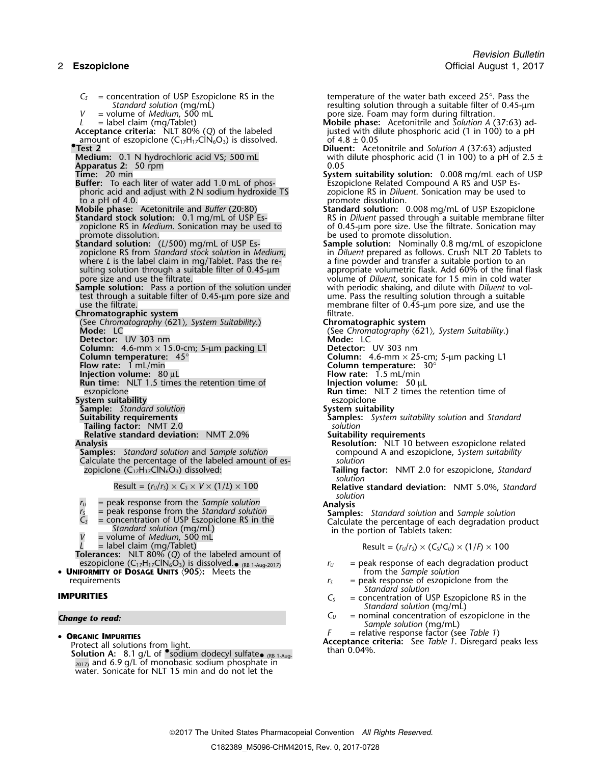$C_S$ = concentration of USP Eszopiclone RS in the *Standard solution* (mg/mL)

$V$ = volume of *Medium*, 500 mL

$L$ = label claim (mg/Tablet)

**Acceptance criteria:** NLT 80% ($Q$) of the labeled amount of eszopiclone ($C_{17}H_{17}ClN_6O_3$) is dissolved.

•**Test 2**

**Medium:** 0.1 N hydrochloric acid VS; 500 mL

**Apparatus 2:** 50 rpm

**Time:** 20 min

**Buffer:** To each liter of water add 1.0 mL of phosphoric acid and adjust with 2 N sodium hydroxide TS to a pH of 4.0.

**Mobile phase:** Acetonitrile and *Buffer* (20:80)

**Standard stock solution:** 0.1 mg/mL of USP Eszopiclone RS in *Medium*. Sonication may be used to promote dissolution.

**Standard solution:** ($L$/500) mg/mL of USP Eszopiclone RS from *Standard stock solution* in *Medium*, where $L$ is the label claim in mg/Tablet. Pass the resulting solution through a suitable filter of 0.45-µm pore size and use the filtrate.

**Sample solution:** Pass a portion of the solution under test through a suitable filter of 0.45-µm pore size and use the filtrate.

**Chromatographic system**

(See *Chromatography* ⟨621⟩, *System Suitability*.)

**Mode:** LC

**Detector:** UV 303 nm

**Column:** 4.6-mm × 15.0-cm; 5-µm packing L1

**Column temperature:** 45°

**Flow rate:** 1 mL/min

**Injection volume:** 80 µL

**Run time:** NLT 1.5 times the retention time of eszopiclone

**System suitability**

**Sample:** *Standard solution*

**Suitability requirements**

**Tailing factor:** NMT 2.0

**Relative standard deviation:** NMT 2.0%

**Analysis**

**Samples:** *Standard solution* and *Sample solution*

Calculate the percentage of the labeled amount of eszopiclone ($C_{17}H_{17}ClN_6O_3$) dissolved:

$$\text{Result} = (r_U/r_S) \times C_S \times V \times (1/L) \times 100$$

$r_U$ = peak response from the *Sample solution*

$r_S$ = peak response from the *Standard solution*

$C_S$ = concentration of USP Eszopiclone RS in the *Standard solution* (mg/mL)

$V$ = volume of *Medium*, 500 mL

$L$ = label claim (mg/Tablet)

**Tolerances:** NLT 80% ($Q$) of the labeled amount of eszopiclone ($C_{17}H_{17}ClN_6O_3$) is dissolved.• (RB 1-Aug-2017)

- **Uniformity of Dosage Units** ⟨905⟩: Meets the requirements

## IMPURITIES

*Change to read:*

- **Organic Impurities**

Protect all solutions from light.

**Solution A:** 8.1 g/L of •sodium dodecyl sulfate• (RB 1-Aug-2017) and 6.9 g/L of monobasic sodium phosphate in water. Sonicate for NLT 15 min and do not let the temperature of the water bath exceed 25°. Pass the resulting solution through a suitable filter of 0.45-µm pore size. Foam may form during filtration.

**Mobile phase:** Acetonitrile and *Solution A* (37:63) adjusted with dilute phosphoric acid (1 in 100) to a pH of 4.8 ± 0.05

**Diluent:** Acetonitrile and *Solution A* (37:63) adjusted with dilute phosphoric acid (1 in 100) to a pH of 2.5 ± 0.05

**System suitability solution:** 0.008 mg/mL each of USP Eszopiclone Related Compound A RS and USP Eszopiclone RS in *Diluent*. Sonication may be used to promote dissolution.

**Standard solution:** 0.008 mg/mL of USP Eszopiclone RS in *Diluent* passed through a suitable membrane filter of 0.45-µm pore size. Use the filtrate. Sonication may be used to promote dissolution.

**Sample solution:** Nominally 0.8 mg/mL of eszopiclone in *Diluent* prepared as follows. Crush NLT 20 Tablets to a fine powder and transfer a suitable portion to an appropriate volumetric flask. Add 60% of the final flask volume of *Diluent*, sonicate for 15 min in cold water with periodic shaking, and dilute with *Diluent* to volume. Pass the resulting solution through a suitable membrane filter of 0.45-µm pore size, and use the filtrate.

**Chromatographic system**

(See *Chromatography* ⟨621⟩, *System Suitability*.)

**Mode:** LC

**Detector:** UV 303 nm

**Column:** 4.6-mm × 25-cm; 5-µm packing L1

**Column temperature:** 30°

**Flow rate:** 1.5 mL/min

**Injection volume:** 50 µL

**Run time:** NLT 2 times the retention time of eszopiclone

**System suitability**

**Samples:** *System suitability solution* and *Standard solution*

**Suitability requirements**

**Resolution:** NLT 10 between eszopiclone related compound A and eszopiclone, *System suitability solution*

**Tailing factor:** NMT 2.0 for eszopiclone, *Standard solution*

**Relative standard deviation:** NMT 5.0%, *Standard solution*

**Analysis**

**Samples:** *Standard solution* and *Sample solution*

Calculate the percentage of each degradation product in the portion of Tablets taken:

$$\text{Result} = (r_U/r_S) \times (C_S/C_U) \times (1/F) \times 100$$

$r_U$ = peak response of each degradation product from the *Sample solution*

$r_S$ = peak response of eszopiclone from the *Standard solution*

$C_S$ = concentration of USP Eszopiclone RS in the *Standard solution* (mg/mL)

$C_U$ = nominal concentration of eszopiclone in the *Sample solution* (mg/mL)

$F$ = relative response factor (see *Table 1*)

**Acceptance criteria:** See *Table 1*. Disregard peaks less than 0.04%.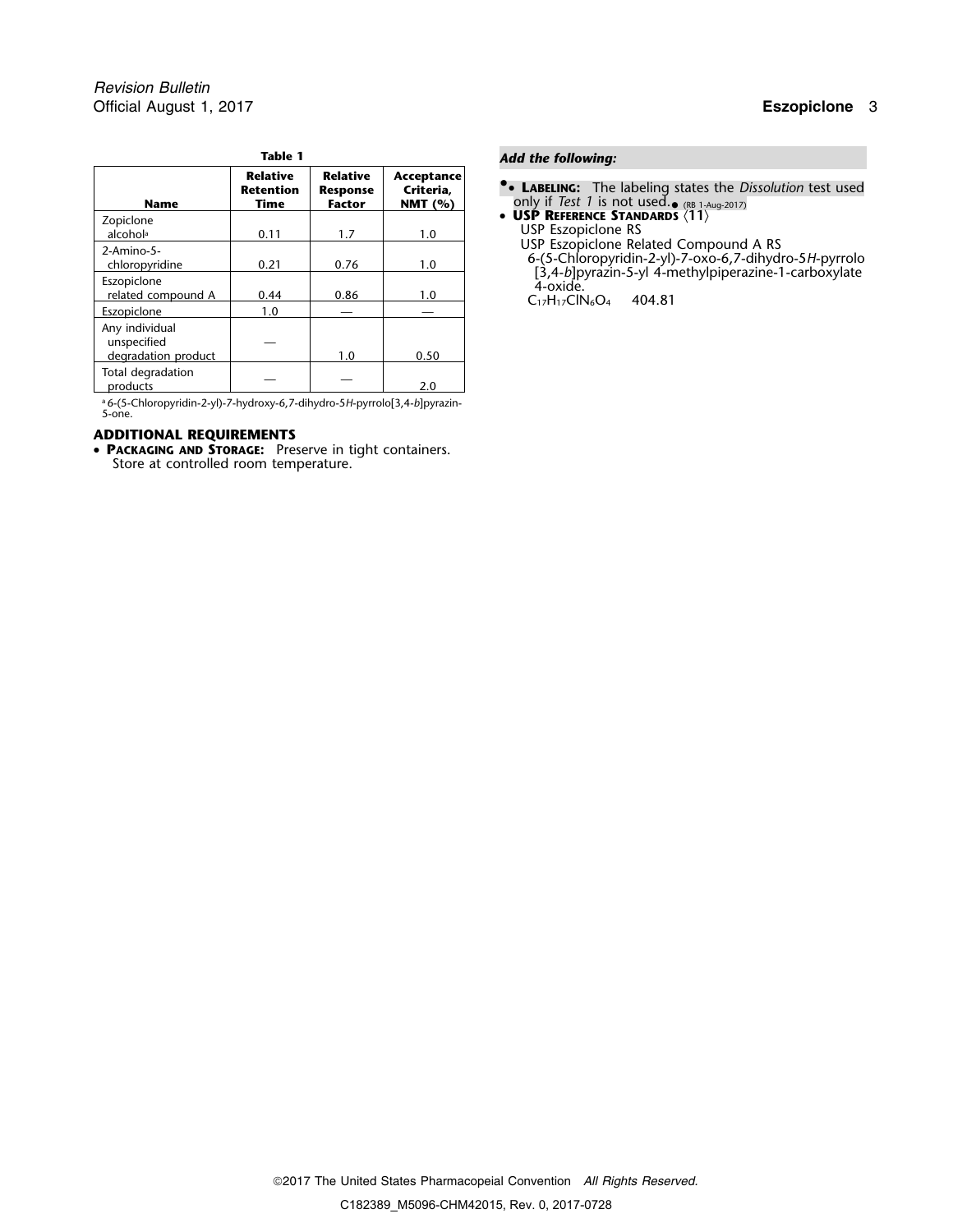**Table 1**

| Name | Relative Retention Time | Relative Response Factor | Acceptance Criteria, NMT (%) |
|---|---|---|---|
| Zopiclone alcohol[a] | 0.11 | 1.7 | 1.0 |
| 2-Amino-5-chloropyridine | 0.21 | 0.76 | 1.0 |
| Eszopiclone related compound A | 0.44 | 0.86 | 1.0 |
| Eszopiclone | 1.0 | — | — |
| Any individual unspecified degradation product | — | 1.0 | 0.50 |
| Total degradation products | — | — | 2.0 |

[a] 6-(5-Chloropyridin-2-yl)-7-hydroxy-6,7-dihydro-5*H*-pyrrolo[3,4-*b*]pyrazin-5-one.

## ADDITIONAL REQUIREMENTS

- **Packaging and Storage:** Preserve in tight containers. Store at controlled room temperature.

***Add the following:***

- ▪**Labeling:** The labeling states the *Dissolution* test used only if *Test 1* is not used.▪ (RB 1-Aug-2017)
- **USP Reference Standards** ⟨11⟩
  USP Eszopiclone RS
  USP Eszopiclone Related Compound A RS
  6-(5-Chloropyridin-2-yl)-7-oxo-6,7-dihydro-5*H*-pyrrolo[3,4-*b*]pyrazin-5-yl 4-methylpiperazine-1-carboxylate 4-oxide.
  $C_{17}H_{17}ClN_6O_4$ 404.81